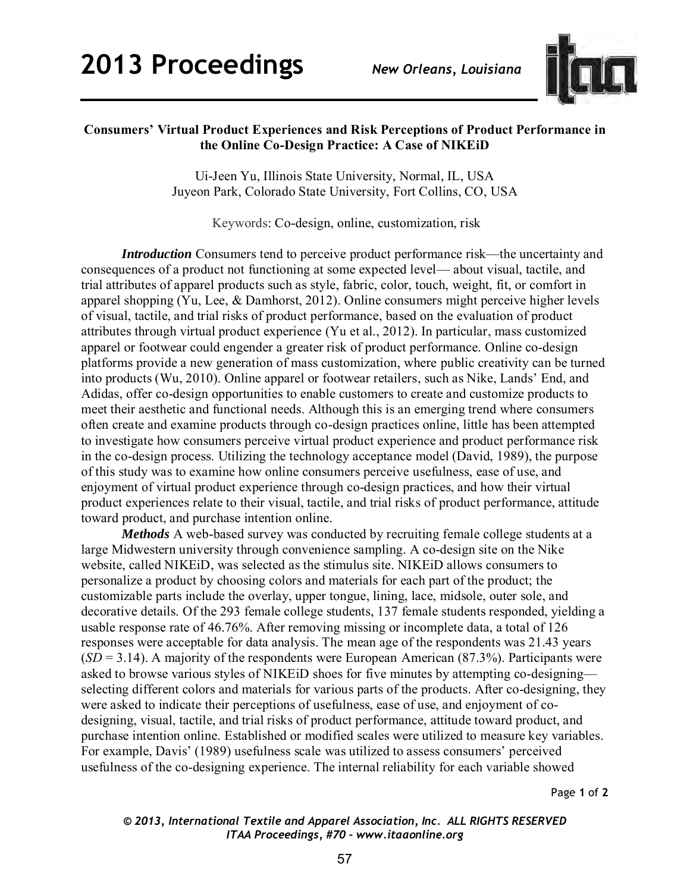# Consumers' Virtual Product Experiences and Risk Perceptions of Product Performance in the Online Co-Design Practice: A Case of NIKEiD

Ui-Jeen Yu, Illinois State University, Normal, IL, USA
Juyeon Park, Colorado State University, Fort Collins, CO, USA

Keywords: Co-design, online, customization, risk

***Introduction*** Consumers tend to perceive product performance risk—the uncertainty and consequences of a product not functioning at some expected level— about visual, tactile, and trial attributes of apparel products such as style, fabric, color, touch, weight, fit, or comfort in apparel shopping (Yu, Lee, & Damhorst, 2012). Online consumers might perceive higher levels of visual, tactile, and trial risks of product performance, based on the evaluation of product attributes through virtual product experience (Yu et al., 2012). In particular, mass customized apparel or footwear could engender a greater risk of product performance. Online co-design platforms provide a new generation of mass customization, where public creativity can be turned into products (Wu, 2010). Online apparel or footwear retailers, such as Nike, Lands' End, and Adidas, offer co-design opportunities to enable customers to create and customize products to meet their aesthetic and functional needs. Although this is an emerging trend where consumers often create and examine products through co-design practices online, little has been attempted to investigate how consumers perceive virtual product experience and product performance risk in the co-design process. Utilizing the technology acceptance model (David, 1989), the purpose of this study was to examine how online consumers perceive usefulness, ease of use, and enjoyment of virtual product experience through co-design practices, and how their virtual product experiences relate to their visual, tactile, and trial risks of product performance, attitude toward product, and purchase intention online.

***Methods*** A web-based survey was conducted by recruiting female college students at a large Midwestern university through convenience sampling. A co-design site on the Nike website, called NIKEiD, was selected as the stimulus site. NIKEiD allows consumers to personalize a product by choosing colors and materials for each part of the product; the customizable parts include the overlay, upper tongue, lining, lace, midsole, outer sole, and decorative details. Of the 293 female college students, 137 female students responded, yielding a usable response rate of 46.76%. After removing missing or incomplete data, a total of 126 responses were acceptable for data analysis. The mean age of the respondents was 21.43 years ($SD$ = 3.14). A majority of the respondents were European American (87.3%). Participants were asked to browse various styles of NIKEiD shoes for five minutes by attempting co-designing—selecting different colors and materials for various parts of the products. After co-designing, they were asked to indicate their perceptions of usefulness, ease of use, and enjoyment of co-designing, visual, tactile, and trial risks of product performance, attitude toward product, and purchase intention online. Established or modified scales were utilized to measure key variables. For example, Davis' (1989) usefulness scale was utilized to assess consumers' perceived usefulness of the co-designing experience. The internal reliability for each variable showed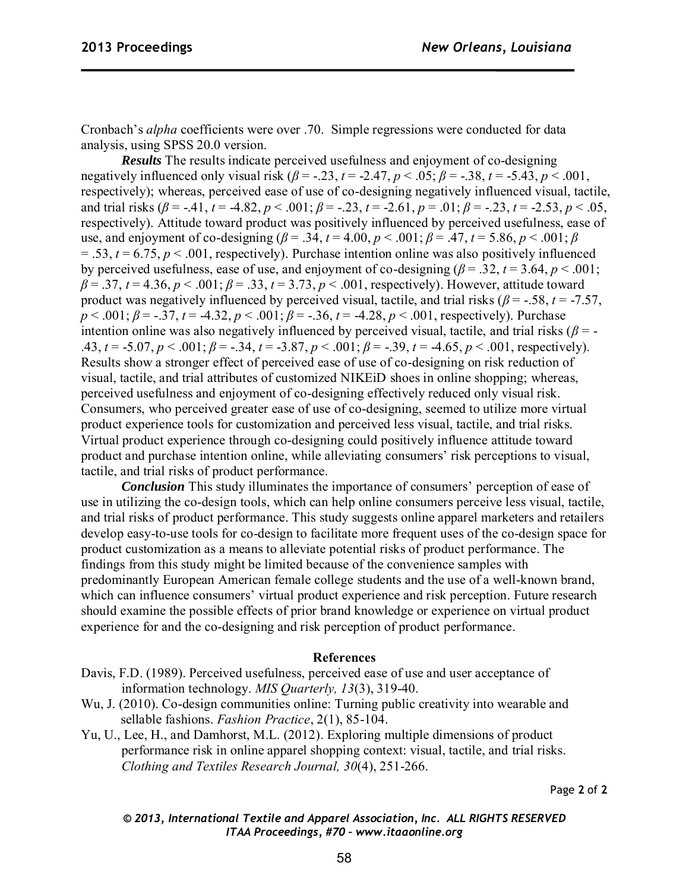Cronbach's *alpha* coefficients were over .70. Simple regressions were conducted for data analysis, using SPSS 20.0 version.

***Results*** The results indicate perceived usefulness and enjoyment of co-designing negatively influenced only visual risk ($\beta = -.23$, $t = -2.47$, $p < .05$; $\beta = -.38$, $t = -5.43$, $p < .001$, respectively); whereas, perceived ease of use of co-designing negatively influenced visual, tactile, and trial risks ($\beta = -.41$, $t = -4.82$, $p < .001$; $\beta = -.23$, $t = -2.61$, $p = .01$; $\beta = -.23$, $t = -2.53$, $p < .05$, respectively). Attitude toward product was positively influenced by perceived usefulness, ease of use, and enjoyment of co-designing ($\beta = .34$, $t = 4.00$, $p < .001$; $\beta = .47$, $t = 5.86$, $p < .001$; $\beta = .53$, $t = 6.75$, $p < .001$, respectively). Purchase intention online was also positively influenced by perceived usefulness, ease of use, and enjoyment of co-designing ($\beta = .32$, $t = 3.64$, $p < .001$; $\beta = .37$, $t = 4.36$, $p < .001$; $\beta = .33$, $t = 3.73$, $p < .001$, respectively). However, attitude toward product was negatively influenced by perceived visual, tactile, and trial risks ($\beta = -.58$, $t = -7.57$, $p < .001$; $\beta = -.37$, $t = -4.32$, $p < .001$; $\beta = -.36$, $t = -4.28$, $p < .001$, respectively). Purchase intention online was also negatively influenced by perceived visual, tactile, and trial risks ($\beta = -.43$, $t = -5.07$, $p < .001$; $\beta = -.34$, $t = -3.87$, $p < .001$; $\beta = -.39$, $t = -4.65$, $p < .001$, respectively). Results show a stronger effect of perceived ease of use of co-designing on risk reduction of visual, tactile, and trial attributes of customized NIKEiD shoes in online shopping; whereas, perceived usefulness and enjoyment of co-designing effectively reduced only visual risk. Consumers, who perceived greater ease of use of co-designing, seemed to utilize more virtual product experience tools for customization and perceived less visual, tactile, and trial risks. Virtual product experience through co-designing could positively influence attitude toward product and purchase intention online, while alleviating consumers' risk perceptions to visual, tactile, and trial risks of product performance.

***Conclusion*** This study illuminates the importance of consumers' perception of ease of use in utilizing the co-design tools, which can help online consumers perceive less visual, tactile, and trial risks of product performance. This study suggests online apparel marketers and retailers develop easy-to-use tools for co-design to facilitate more frequent uses of the co-design space for product customization as a means to alleviate potential risks of product performance. The findings from this study might be limited because of the convenience samples with predominantly European American female college students and the use of a well-known brand, which can influence consumers' virtual product experience and risk perception. Future research should examine the possible effects of prior brand knowledge or experience on virtual product experience for and the co-designing and risk perception of product performance.

## References

Davis, F.D. (1989). Perceived usefulness, perceived ease of use and user acceptance of information technology. *MIS Quarterly, 13*(3), 319-40.

Wu, J. (2010). Co-design communities online: Turning public creativity into wearable and sellable fashions. *Fashion Practice*, 2(1), 85-104.

Yu, U., Lee, H., and Damhorst, M.L. (2012). Exploring multiple dimensions of product performance risk in online apparel shopping context: visual, tactile, and trial risks. *Clothing and Textiles Research Journal, 30*(4), 251-266.

*© 2013, International Textile and Apparel Association, Inc. ALL RIGHTS RESERVED*
*ITAA Proceedings, #70 – www.itaaonline.org*